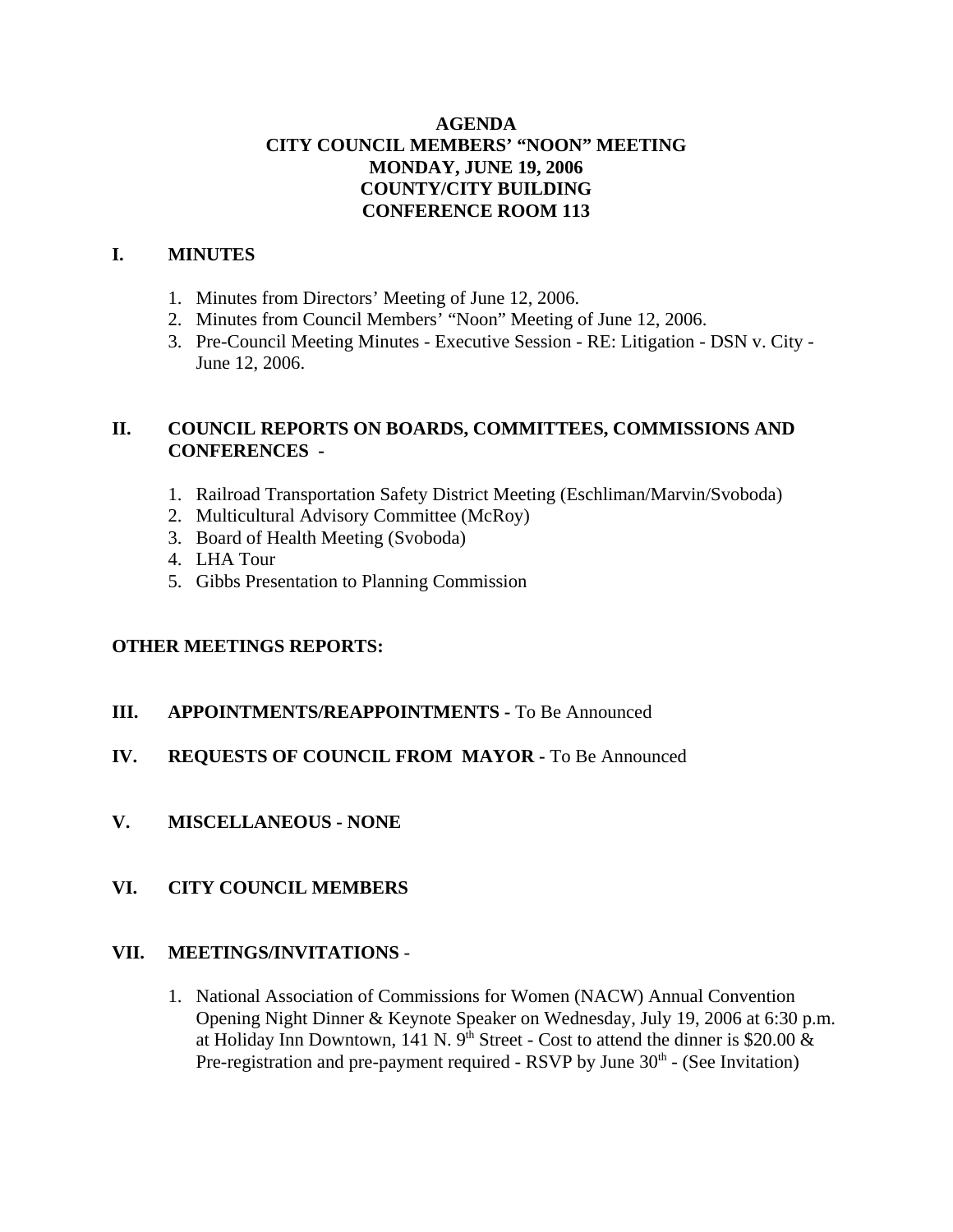# AGENDA
## CITY COUNCIL MEMBERS' "NOON" MEETING
## MONDAY, JUNE 19, 2006
## COUNTY/CITY BUILDING
## CONFERENCE ROOM 113

## I. MINUTES

1. Minutes from Directors' Meeting of June 12, 2006.
2. Minutes from Council Members' "Noon" Meeting of June 12, 2006.
3. Pre-Council Meeting Minutes - Executive Session - RE: Litigation - DSN v. City - June 12, 2006.

## II. COUNCIL REPORTS ON BOARDS, COMMITTEES, COMMISSIONS AND CONFERENCES -

1. Railroad Transportation Safety District Meeting (Eschliman/Marvin/Svoboda)
2. Multicultural Advisory Committee (McRoy)
3. Board of Health Meeting (Svoboda)
4. LHA Tour
5. Gibbs Presentation to Planning Commission

**OTHER MEETINGS REPORTS:**

## III. APPOINTMENTS/REAPPOINTMENTS - To Be Announced

## IV. REQUESTS OF COUNCIL FROM MAYOR - To Be Announced

## V. MISCELLANEOUS - NONE

## VI. CITY COUNCIL MEMBERS

## VII. MEETINGS/INVITATIONS -

1. National Association of Commissions for Women (NACW) Annual Convention Opening Night Dinner & Keynote Speaker on Wednesday, July 19, 2006 at 6:30 p.m. at Holiday Inn Downtown, 141 N. 9th Street - Cost to attend the dinner is $20.00 & Pre-registration and pre-payment required - RSVP by June 30th - (See Invitation)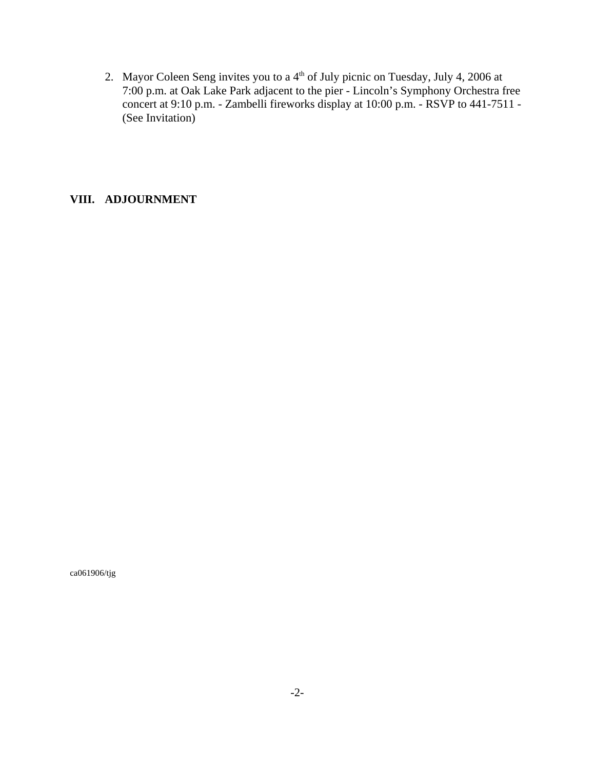2. Mayor Coleen Seng invites you to a 4th of July picnic on Tuesday, July 4, 2006 at 7:00 p.m. at Oak Lake Park adjacent to the pier - Lincoln's Symphony Orchestra free concert at 9:10 p.m. - Zambelli fireworks display at 10:00 p.m. - RSVP to 441-7511 - (See Invitation)

## VIII. ADJOURNMENT

ca061906/tjg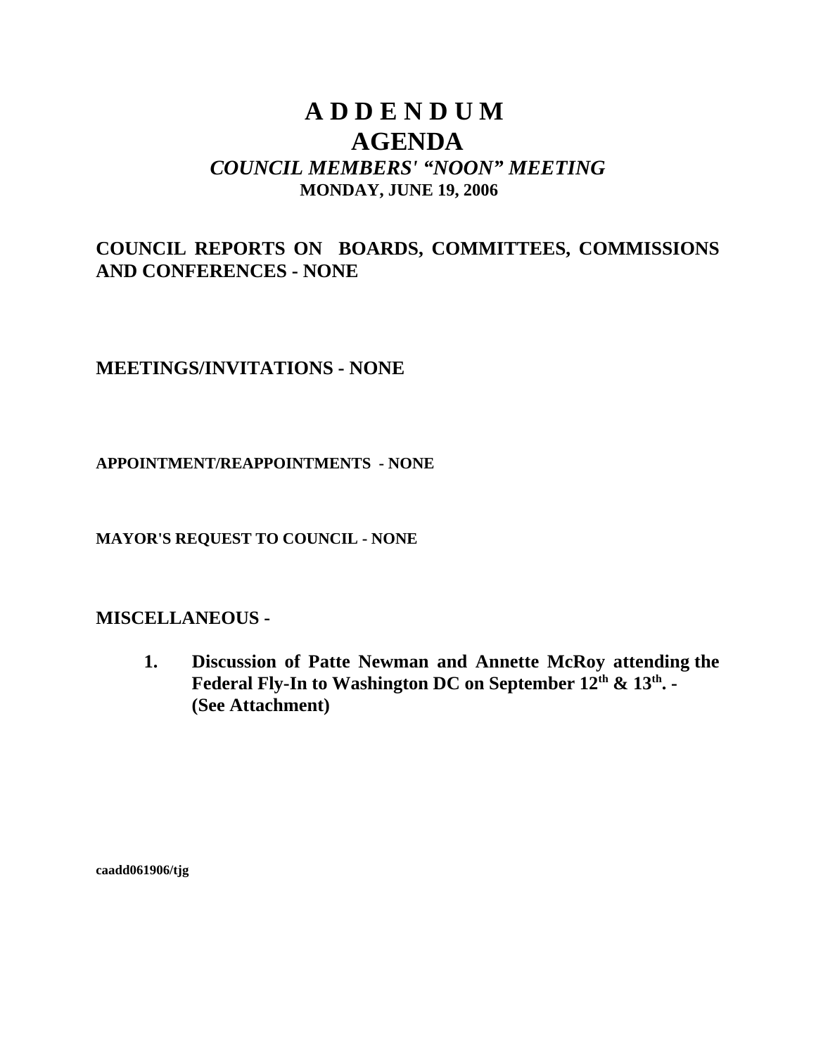# A D D E N D U M

# AGENDA

### *COUNCIL MEMBERS' "NOON" MEETING*

**MONDAY, JUNE 19, 2006**

## COUNCIL REPORTS ON BOARDS, COMMITTEES, COMMISSIONS AND CONFERENCES - NONE

## MEETINGS/INVITATIONS - NONE

### APPOINTMENT/REAPPOINTMENTS - NONE

### MAYOR'S REQUEST TO COUNCIL - NONE

## MISCELLANEOUS -

1. **Discussion of Patte Newman and Annette McRoy attending the Federal Fly-In to Washington DC on September 12th & 13th. - (See Attachment)**

**caadd061906/tjg**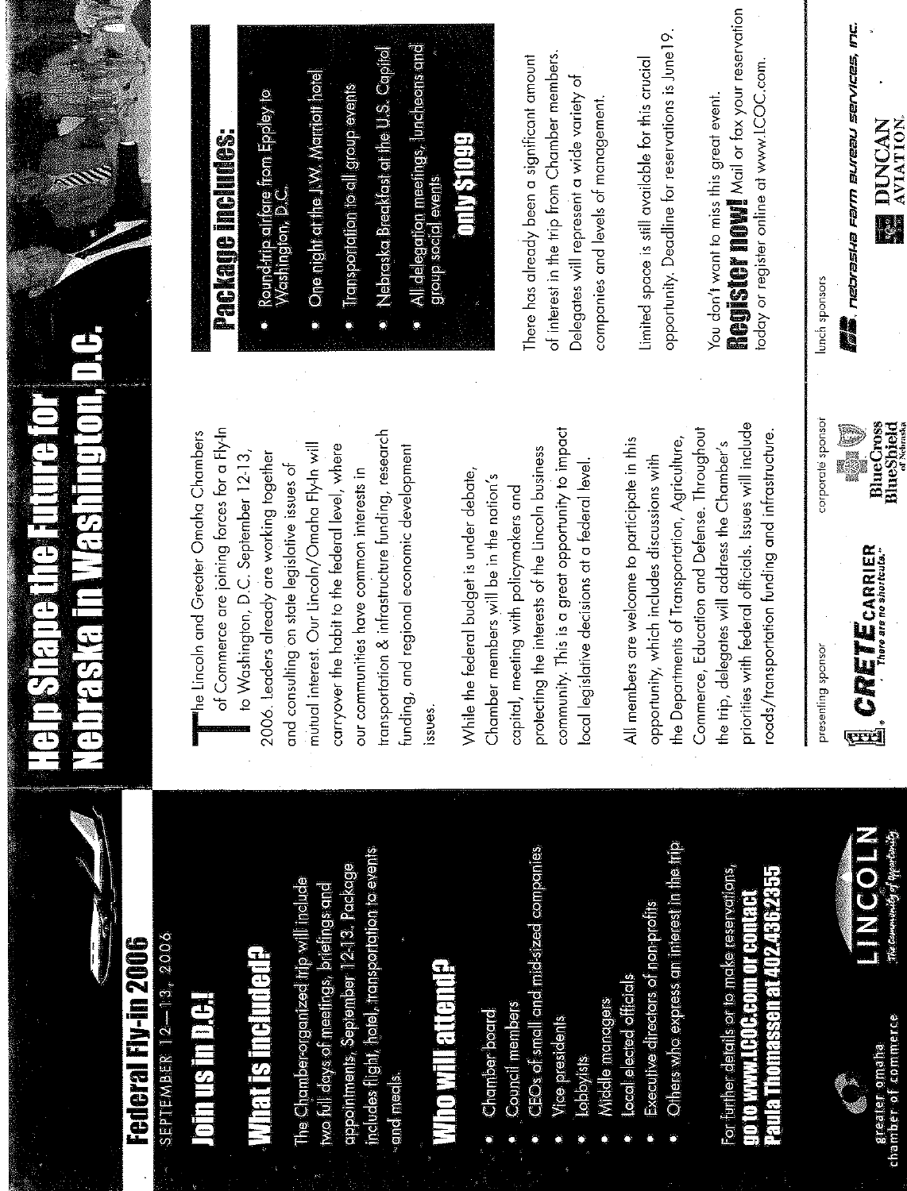# Federal Fly-In 2006

SEPTEMBER 12—13, 2006

## Join us in D.C.!

## What is included?

The Chamber-organized trip will include two full days of meetings, briefings and appointments, September 12-13. Package includes flight, hotel, transportation to events and meals.

## Who will attend?

- Chamber board
- Council members
- CEOs of small and mid-sized companies
- Vice presidents
- Lobbyists
- Middle managers
- Local elected officials
- Executive directors of non-profits
- Others who express an interest in the trip

For further details or to make reservations, **go to www.LCOC.com or contact Paula Thomassen at 402.436.2355**

greater omaha chamber of commerce

LINCOLN The Community of Opportunity

# Help Shape the Future for Nebraska in Washington, D.C.

The Lincoln and Greater Omaha Chambers of Commerce are joining forces for a Fly-In to Washington, D.C., September 12-13, 2006. Leaders already are working together and consulting on state legislative issues of mutual interest. Our Lincoln/Omaha Fly-In will carryover the habit to the federal level, where our communities have common interests in transportation & infrastructure funding, research funding, and regional economic development issues.

While the federal budget is under debate, Chamber members will be in the nation's capital, meeting with policymakers and protecting the interests of the Lincoln business community. This is a great opportunity to impact local legislative decisions at a federal level.

All members are welcome to participate in this opportunity, which includes discussions with the Departments of Transportation, Agriculture, Commerce, Education and Defense. Throughout the trip, delegates will address the Chamber's priorities with federal officials. Issues will include roads/transportation funding and infrastructure.

## Package includes:

- Round-trip airfare from Eppley to Washington, D.C.
- One night at the J.W. Marriott hotel
- Transportation to all group events
- Nebraska Breakfast at the U.S. Capitol
- All delegation meetings, luncheons and group social events

**only $1099**

There has already been a significant amount of interest in the trip from Chamber members. Delegates will represent a wide variety of companies and levels of management.

Limited space is still available for this crucial opportunity. Deadline for reservations is June 19.

You don't want to miss this great event. **Register now!** Mail or fax your reservation today or register online at www.LCOC.com.

presenting sponsor: CRETE CARRIER "There are no shortcuts."

corporate sponsor: BlueCross BlueShield of Nebraska

lunch sponsors: Nebraska Farm Bureau Services, Inc.; Duncan Aviation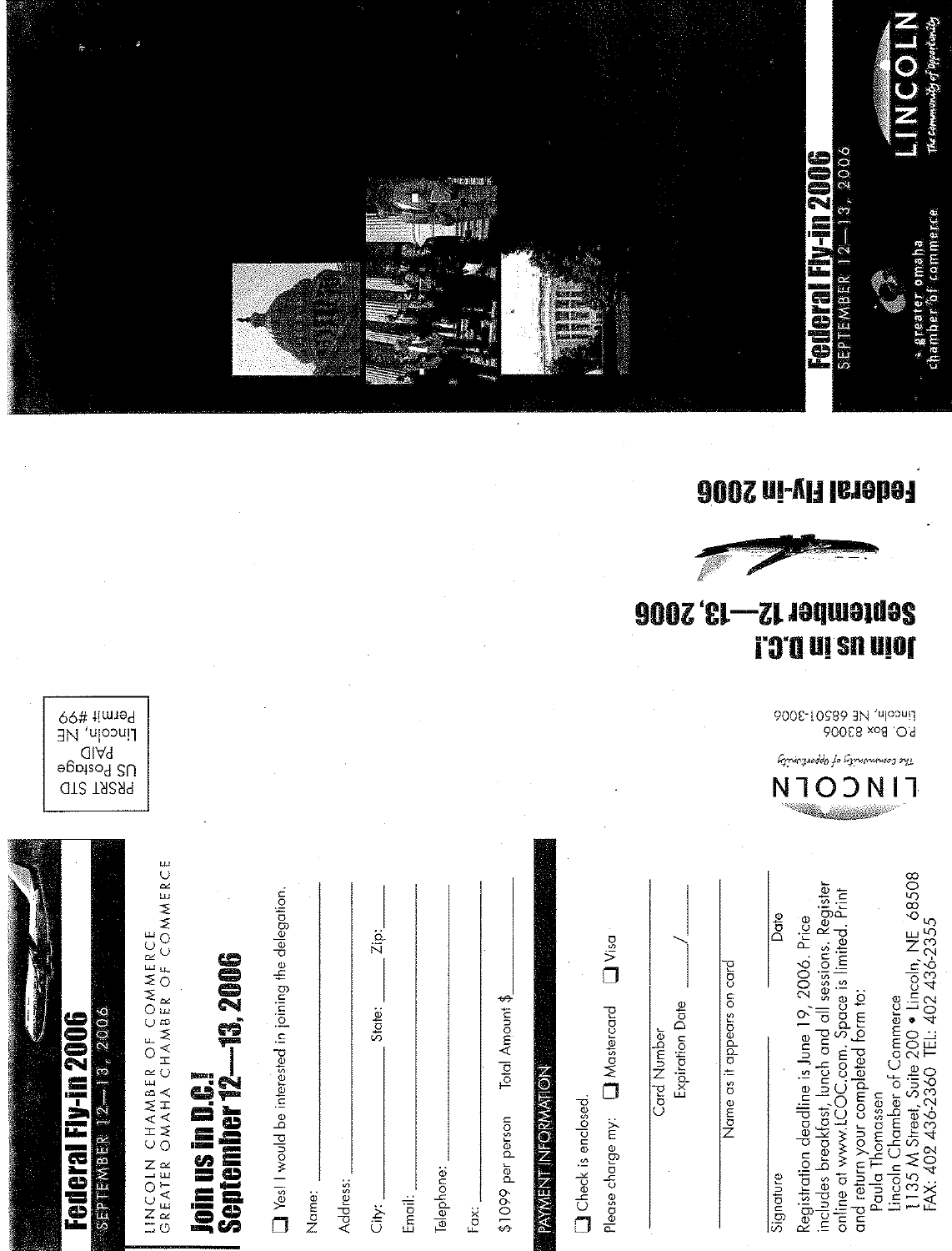# Federal Fly-in 2006

SEPTEMBER 12—13, 2006

LINCOLN CHAMBER OF COMMERCE
GREATER OMAHA CHAMBER OF COMMERCE

## Join us in D.C.!
## September 12—13, 2006

☐ Yes! I would be interested in joining the delegation.

Name: ______________________

Address: ______________________

City: __________ State: ______ Zip: ______

Email: ______________________

Telephone: ______________________

Fax: ______________________

$1099 per person    Total Amount $ ________

**PAYMENT INFORMATION**

☐ Check is enclosed.

Please charge my: ☐ Mastercard ☐ Visa

Card Number ______________________

Expiration Date _____ / _____

Name as it appears on card ______________________

Signature ______________________ Date __________

Registration deadline is June 19, 2006. Price includes breakfast, lunch and all sessions. Register online at www.LCOC.com. Space is limited. Print and return your completed form to:

Paula Thomassen
Lincoln Chamber of Commerce
1135 M Street, Suite 200 • Lincoln, NE 68508
FAX: 402 436-2360 TEL: 402 436-2355

---

PRSRT STD
US Postage
PAID
Lincoln, NE
Permit #99

LINCOLN
The Community of Opportunity
P.O. Box 83006
Lincoln, NE 68501-3006

## Join us in D.C.!
## September 12—13, 2006

## Federal Fly-in 2006

---

# Federal Fly-in 2006

SEPTEMBER 12—13, 2006

greater omaha chamber of commerce

LINCOLN
The Community of Opportunity